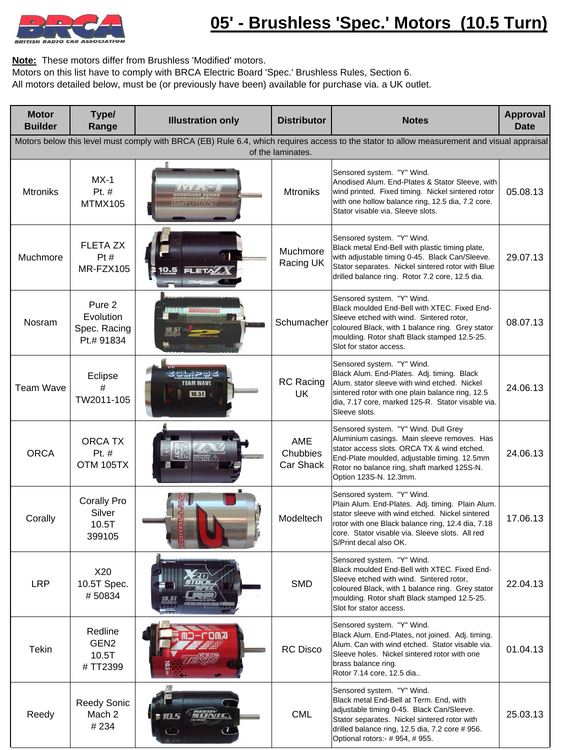# 05' - Brushless 'Spec.' Motors (10.5 Turn)

**Note:** These motors differ from Brushless 'Modified' motors.
Motors on this list have to comply with BRCA Electric Board 'Spec.' Brushless Rules, Section 6.
All motors detailed below, must be (or previously have been) available for purchase via. a UK outlet.

| Motor Builder | Type/ Range | Illustration only | Distributor | Notes | Approval Date |
|---|---|---|---|---|---|
| Motors below this level must comply with BRCA (EB) Rule 6.4, which requires access to the stator to allow measurement and visual appraisal of the laminates. | | | | | |
| Mtroniks | MX-1 Pt. # MTMX105 | | Mtroniks | Sensored system. "Y" Wind. Anodised Alum. End-Plates & Stator Sleeve, with wind printed. Fixed timing. Nickel sintered rotor with one hollow balance ring, 12.5 dia, 7.2 core. Stator visable via. Sleeve slots. | 05.08.13 |
| Muchmore | FLETA ZX Pt # MR-FZX105 | | Muchmore Racing UK | Sensored system. "Y" Wind. Black metal End-Bell with plastic timing plate, with adjustable timing 0-45. Black Can/Sleeve. Stator separates. Nickel sintered rotor with Blue drilled balance ring. Rotor 7.2 core, 12.5 dia. | 29.07.13 |
| Nosram | Pure 2 Evolution Spec. Racing Pt.# 91834 | | Schumacher | Sensored system. "Y" Wind. Black moulded End-Bell with XTEC. Fixed End-Sleeve etched with wind. Sintered rotor, coloured Black, with 1 balance ring. Grey stator moulding. Rotor shaft Black stamped 12.5-25. Slot for stator access. | 08.07.13 |
| Team Wave | Eclipse # TW2011-105 | | RC Racing UK | Sensored system. "Y" Wind. Black Alum. End-Plates. Adj. timing. Black Alum. stator sleeve with wind etched. Nickel sintered rotor with one plain balance ring, 12.5 dia, 7.17 core, marked 125-R. Stator visable via. Sleeve slots. | 24.06.13 |
| ORCA | ORCA TX Pt. # OTM 105TX | | AME Chubbies Car Shack | Sensored system. "Y" Wind. Dull Grey Aluminium casings. Main sleeve removes. Has stator access slots. ORCA TX & wind etched. End-Plate moulded, adjustable timing. 12.5mm Rotor no balance ring, shaft marked 125S-N. Option 123S-N. 12.3mm. | 24.06.13 |
| Corally | Corally Pro Silver 10.5T 399105 | | Modeltech | Sensored system. "Y" Wind. Plain Alum. End-Plates. Adj. timing. Plain Alum. stator sleeve with wind etched. Nickel sintered rotor with one Black balance ring, 12.4 dia, 7.18 core. Stator visable via. Sleeve slots. All red S/Print decal also OK. | 17.06.13 |
| LRP | X20 10.5T Spec. # 50834 | | SMD | Sensored system. "Y" Wind. Black moulded End-Bell with XTEC. Fixed End-Sleeve etched with wind. Sintered rotor, coloured Black, with 1 balance ring. Grey stator moulding. Rotor shaft Black stamped 12.5-25. Slot for stator access. | 22.04.13 |
| Tekin | Redline GEN2 10.5T # TT2399 | | RC Disco | Sensored system. "Y" Wind. Black Alum. End-Plates, not joined. Adj. timing. Alum. Can with wind etched. Stator visable via. Sleeve holes. Nickel sintered rotor with one brass balance ring. Rotor 7.14 core, 12.5 dia.. | 01.04.13 |
| Reedy | Reedy Sonic Mach 2 # 234 | | CML | Sensored system. "Y" Wind. Black metal End-Bell at Term. End, with adjustable timing 0-45. Black Can/Sleeve. Stator separates. Nickel sintered rotor with drilled balance ring, 12.5 dia, 7.2 core # 956. Optional rotors:- # 954, # 955. | 25.03.13 |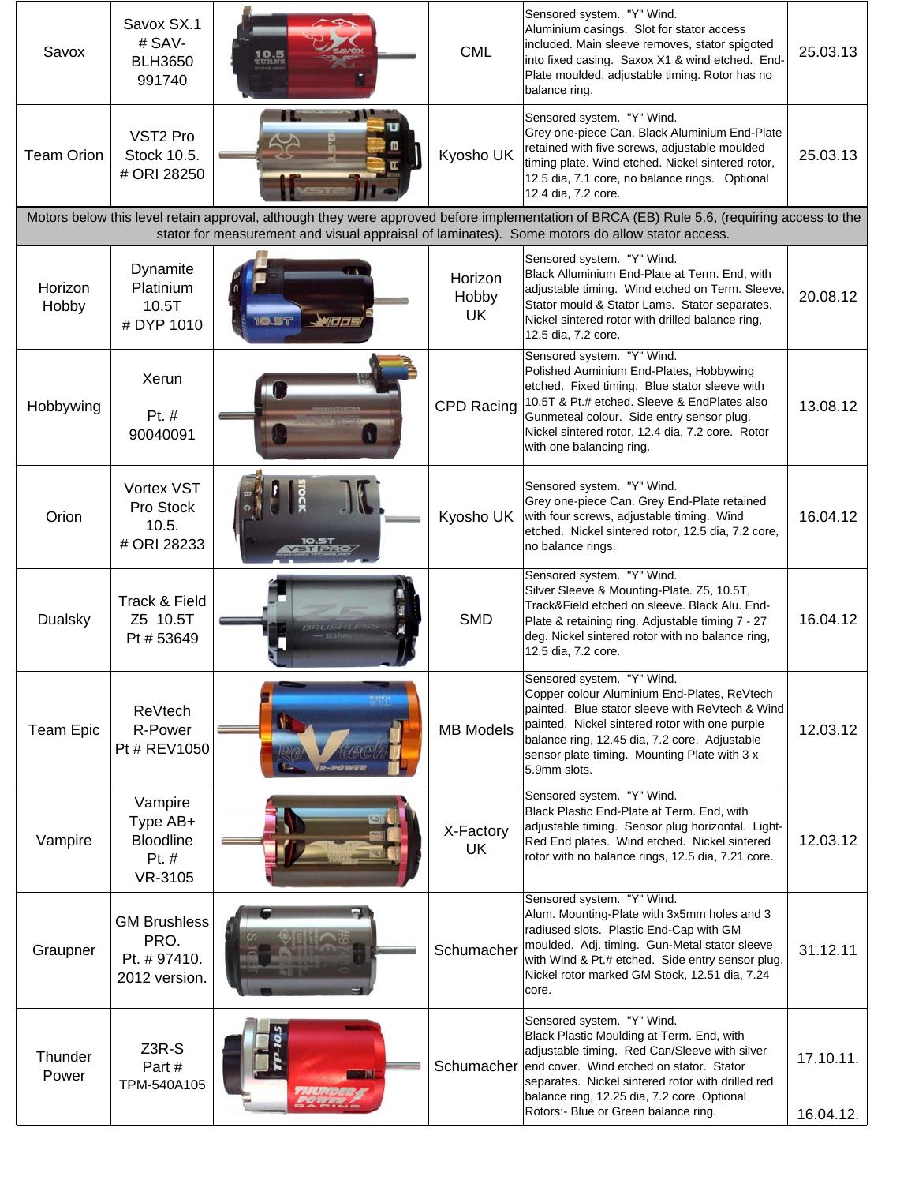| Savox | Savox SX.1 # SAV-BLH3650 991740 | | CML | Sensored system. "Y" Wind. Aluminium casings. Slot for stator access included. Main sleeve removes, stator spigoted into fixed casing. Saxox X1 & wind etched. End-Plate moulded, adjustable timing. Rotor has no balance ring. | 25.03.13 |
|---|---|---|---|---|---|
| Team Orion | VST2 Pro Stock 10.5. # ORI 28250 | | Kyosho UK | Sensored system. "Y" Wind. Grey one-piece Can. Black Aluminium End-Plate retained with five screws, adjustable moulded timing plate. Wind etched. Nickel sintered rotor, 12.5 dia, 7.1 core, no balance rings. Optional 12.4 dia, 7.2 core. | 25.03.13 |
| Motors below this level retain approval, although they were approved before implementation of BRCA (EB) Rule 5.6, (requiring access to the stator for measurement and visual appraisal of laminates). Some motors do allow stator access. | | | | | |
| Horizon Hobby | Dynamite Platinium 10.5T # DYP 1010 | | Horizon Hobby UK | Sensored system. "Y" Wind. Black Alluminium End-Plate at Term. End, with adjustable timing. Wind etched on Term. Sleeve, Stator mould & Stator Lams. Stator separates. Nickel sintered rotor with drilled balance ring, 12.5 dia, 7.2 core. | 20.08.12 |
| Hobbywing | Xerun Pt. # 90040091 | | CPD Racing | Sensored system. "Y" Wind. Polished Auminium End-Plates, Hobbywing etched. Fixed timing. Blue stator sleeve with 10.5T & Pt.# etched. Sleeve & EndPlates also Gunmeteal colour. Side entry sensor plug. Nickel sintered rotor, 12.4 dia, 7.2 core. Rotor with one balancing ring. | 13.08.12 |
| Orion | Vortex VST Pro Stock 10.5. # ORI 28233 | | Kyosho UK | Sensored system. "Y" Wind. Grey one-piece Can. Grey End-Plate retained with four screws, adjustable timing. Wind etched. Nickel sintered rotor, 12.5 dia, 7.2 core, no balance rings. | 16.04.12 |
| Dualsky | Track & Field Z5 10.5T Pt # 53649 | | SMD | Sensored system. "Y" Wind. Silver Sleeve & Mounting-Plate. Z5, 10.5T, Track&Field etched on sleeve. Black Alu. End-Plate & retaining ring. Adjustable timing 7 - 27 deg. Nickel sintered rotor with no balance ring, 12.5 dia, 7.2 core. | 16.04.12 |
| Team Epic | ReVtech R-Power Pt # REV1050 | | MB Models | Sensored system. "Y" Wind. Copper colour Aluminium End-Plates, ReVtech painted. Blue stator sleeve with ReVtech & Wind painted. Nickel sintered rotor with one purple balance ring, 12.45 dia, 7.2 core. Adjustable sensor plate timing. Mounting Plate with 3 x 5.9mm slots. | 12.03.12 |
| Vampire | Vampire Type AB+ Bloodline Pt. # VR-3105 | | X-Factory UK | Sensored system. "Y" Wind. Black Plastic End-Plate at Term. End, with adjustable timing. Sensor plug horizontal. Light-Red End plates. Wind etched. Nickel sintered rotor with no balance rings, 12.5 dia, 7.21 core. | 12.03.12 |
| Graupner | GM Brushless PRO. Pt. # 97410. 2012 version. | | Schumacher | Sensored system. "Y" Wind. Alum. Mounting-Plate with 3x5mm holes and 3 radiused slots. Plastic End-Cap with GM moulded. Adj. timing. Gun-Metal stator sleeve with Wind & Pt.# etched. Side entry sensor plug. Nickel rotor marked GM Stock, 12.51 dia, 7.24 core. | 31.12.11 |
| Thunder Power | Z3R-S Part # TPM-540A105 | | Schumacher | Sensored system. "Y" Wind. Black Plastic Moulding at Term. End, with adjustable timing. Red Can/Sleeve with silver end cover. Wind etched on stator. Stator separates. Nickel sintered rotor with drilled red balance ring, 12.25 dia, 7.2 core. Optional Rotors:- Blue or Green balance ring. | 17.10.11. 16.04.12. |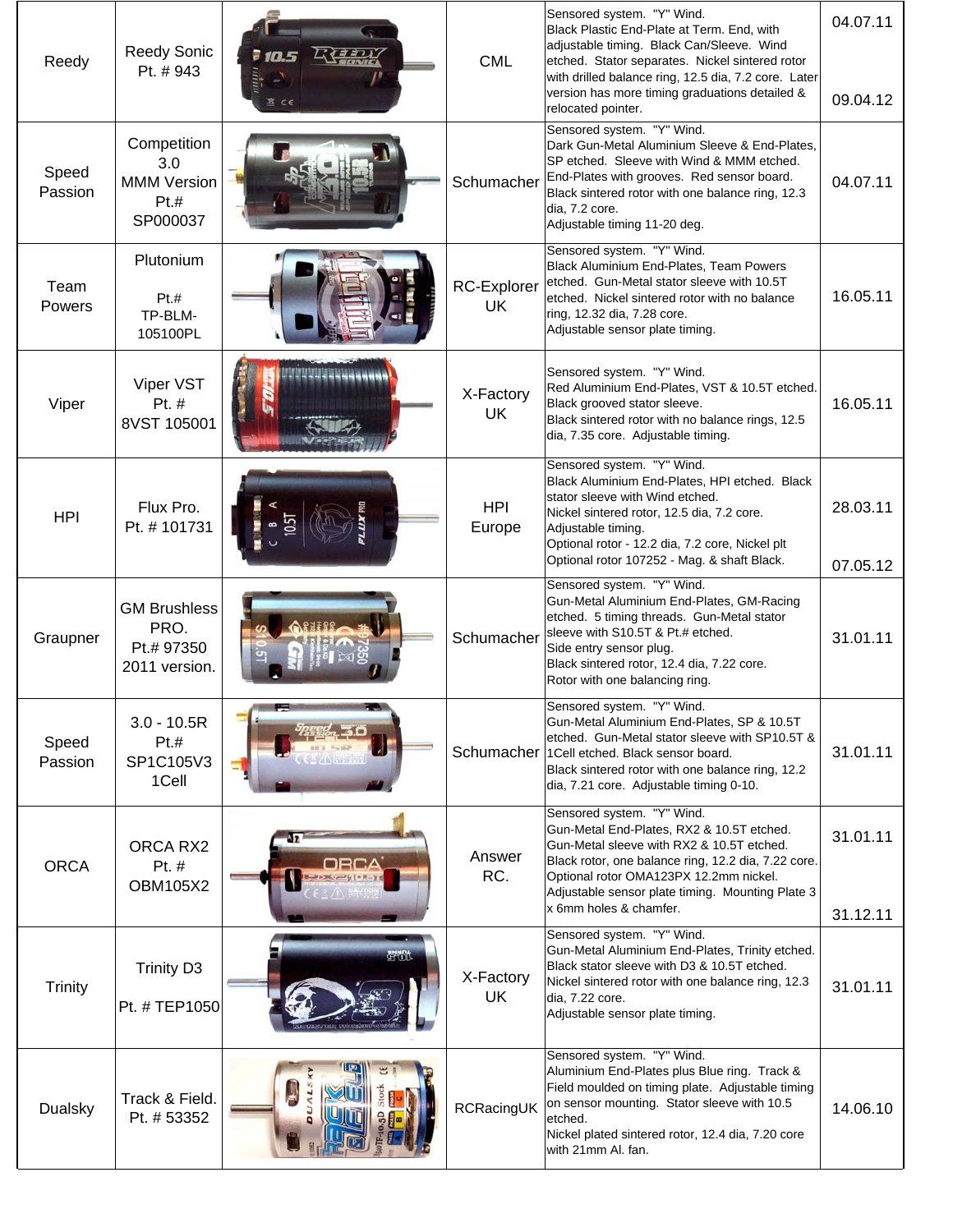| | | | | | |
|---|---|---|---|---|---|
| Reedy | Reedy Sonic Pt. # 943 | | CML | Sensored system. "Y" Wind. Black Plastic End-Plate at Term. End, with adjustable timing. Black Can/Sleeve. Wind etched. Stator separates. Nickel sintered rotor with drilled balance ring, 12.5 dia, 7.2 core. Later version has more timing graduations detailed & relocated pointer. | 04.07.11 09.04.12 |
| Speed Passion | Competition 3.0 MMM Version Pt.# SP000037 | | Schumacher | Sensored system. "Y" Wind. Dark Gun-Metal Aluminium Sleeve & End-Plates, SP etched. Sleeve with Wind & MMM etched. End-Plates with grooves. Red sensor board. Black sintered rotor with one balance ring, 12.3 dia, 7.2 core. Adjustable timing 11-20 deg. | 04.07.11 |
| Team Powers | Plutonium Pt.# TP-BLM-105100PL | | RC-Explorer UK | Sensored system. "Y" Wind. Black Aluminium End-Plates, Team Powers etched. Gun-Metal stator sleeve with 10.5T etched. Nickel sintered rotor with no balance ring, 12.32 dia, 7.28 core. Adjustable sensor plate timing. | 16.05.11 |
| Viper | Viper VST Pt. # 8VST 105001 | | X-Factory UK | Sensored system. "Y" Wind. Red Aluminium End-Plates, VST & 10.5T etched. Black grooved stator sleeve. Black sintered rotor with no balance rings, 12.5 dia, 7.35 core. Adjustable timing. | 16.05.11 |
| HPI | Flux Pro. Pt. # 101731 | | HPI Europe | Sensored system. "Y" Wind. Black Aluminium End-Plates, HPI etched. Black stator sleeve with Wind etched. Nickel sintered rotor, 12.5 dia, 7.2 core. Adjustable timing. Optional rotor - 12.2 dia, 7.2 core, Nickel plt Optional rotor 107252 - Mag. & shaft Black. | 28.03.11 07.05.12 |
| Graupner | GM Brushless PRO. Pt.# 97350 2011 version. | | Schumacher | Sensored system. "Y" Wind. Gun-Metal Aluminium End-Plates, GM-Racing etched. 5 timing threads. Gun-Metal stator sleeve with S10.5T & Pt.# etched. Side entry sensor plug. Black sintered rotor, 12.4 dia, 7.22 core. Rotor with one balancing ring. | 31.01.11 |
| Speed Passion | 3.0 - 10.5R Pt.# SP1C105V3 1Cell | | Schumacher | Sensored system. "Y" Wind. Gun-Metal Aluminium End-Plates, SP & 10.5T etched. Gun-Metal stator sleeve with SP10.5T & 1Cell etched. Black sensor board. Black sintered rotor with one balance ring, 12.2 dia, 7.21 core. Adjustable timing 0-10. | 31.01.11 |
| ORCA | ORCA RX2 Pt. # OBM105X2 | | Answer RC. | Sensored system. "Y" Wind. Gun-Metal End-Plates, RX2 & 10.5T etched. Gun-Metal sleeve with RX2 & 10.5T etched. Black rotor, one balance ring, 12.2 dia, 7.22 core. Optional rotor OMA123PX 12.2mm nickel. Adjustable sensor plate timing. Mounting Plate 3 x 6mm holes & chamfer. | 31.01.11 31.12.11 |
| Trinity | Trinity D3 Pt. # TEP1050 | | X-Factory UK | Sensored system. "Y" Wind. Gun-Metal Aluminium End-Plates, Trinity etched. Black stator sleeve with D3 & 10.5T etched. Nickel sintered rotor with one balance ring, 12.3 dia, 7.22 core. Adjustable sensor plate timing. | 31.01.11 |
| Dualsky | Track & Field. Pt. # 53352 | | RCRacingUK | Sensored system. "Y" Wind. Aluminium End-Plates plus Blue ring. Track & Field moulded on timing plate. Adjustable timing on sensor mounting. Stator sleeve with 10.5 etched. Nickel plated sintered rotor, 12.4 dia, 7.20 core with 21mm Al. fan. | 14.06.10 |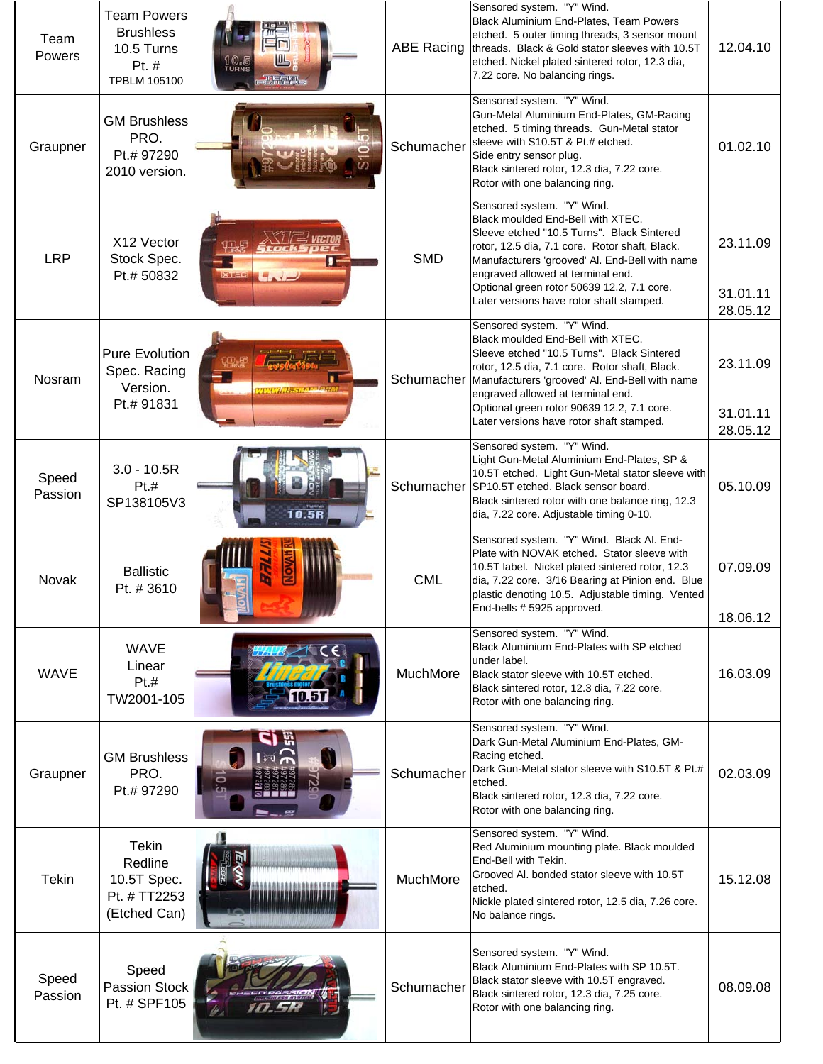| | | | | | |
|---|---|---|---|---|---|
| Team Powers | Team Powers Brushless 10.5 Turns Pt. # TPBLM 105100 | | ABE Racing | Sensored system. "Y" Wind. Black Aluminium End-Plates, Team Powers etched. 5 outer timing threads, 3 sensor mount threads. Black & Gold stator sleeves with 10.5T etched. Nickel plated sintered rotor, 12.3 dia, 7.22 core. No balancing rings. | 12.04.10 |
| Graupner | GM Brushless PRO. Pt.# 97290 2010 version. | | Schumacher | Sensored system. "Y" Wind. Gun-Metal Aluminium End-Plates, GM-Racing etched. 5 timing threads. Gun-Metal stator sleeve with S10.5T & Pt.# etched. Side entry sensor plug. Black sintered rotor, 12.3 dia, 7.22 core. Rotor with one balancing ring. | 01.02.10 |
| LRP | X12 Vector Stock Spec. Pt.# 50832 | | SMD | Sensored system. "Y" Wind. Black moulded End-Bell with XTEC. Sleeve etched "10.5 Turns". Black Sintered rotor, 12.5 dia, 7.1 core. Rotor shaft, Black. Manufacturers 'grooved' Al. End-Bell with name engraved allowed at terminal end. Optional green rotor 50639 12.2, 7.1 core. Later versions have rotor shaft stamped. | 23.11.09 31.01.11 28.05.12 |
| Nosram | Pure Evolution Spec. Racing Version. Pt.# 91831 | | Schumacher | Sensored system. "Y" Wind. Black moulded End-Bell with XTEC. Sleeve etched "10.5 Turns". Black Sintered rotor, 12.5 dia, 7.1 core. Rotor shaft, Black. Manufacturers 'grooved' Al. End-Bell with name engraved allowed at terminal end. Optional green rotor 90639 12.2, 7.1 core. Later versions have rotor shaft stamped. | 23.11.09 31.01.11 28.05.12 |
| Speed Passion | 3.0 - 10.5R Pt.# SP138105V3 | | Schumacher | Sensored system. "Y" Wind. Light Gun-Metal Aluminium End-Plates, SP & 10.5T etched. Light Gun-Metal stator sleeve with SP10.5T etched. Black sensor board. Black sintered rotor with one balance ring, 12.3 dia, 7.22 core. Adjustable timing 0-10. | 05.10.09 |
| Novak | Ballistic Pt. # 3610 | | CML | Sensored system. "Y" Wind. Black Al. End-Plate with NOVAK etched. Stator sleeve with 10.5T label. Nickel plated sintered rotor, 12.3 dia, 7.22 core. 3/16 Bearing at Pinion end. Blue plastic denoting 10.5. Adjustable timing. Vented End-bells # 5925 approved. | 07.09.09 18.06.12 |
| WAVE | WAVE Linear Pt.# TW2001-105 | | MuchMore | Sensored system. "Y" Wind. Black Aluminium End-Plates with SP etched under label. Black stator sleeve with 10.5T etched. Black sintered rotor, 12.3 dia, 7.22 core. Rotor with one balancing ring. | 16.03.09 |
| Graupner | GM Brushless PRO. Pt.# 97290 | | Schumacher | Sensored system. "Y" Wind. Dark Gun-Metal Aluminium End-Plates, GM-Racing etched. Dark Gun-Metal stator sleeve with S10.5T & Pt.# etched. Black sintered rotor, 12.3 dia, 7.22 core. Rotor with one balancing ring. | 02.03.09 |
| Tekin | Tekin Redline 10.5T Spec. Pt. # TT2253 (Etched Can) | | MuchMore | Sensored system. "Y" Wind. Red Aluminium mounting plate. Black moulded End-Bell with Tekin. Grooved Al. bonded stator sleeve with 10.5T etched. Nickle plated sintered rotor, 12.5 dia, 7.26 core. No balance rings. | 15.12.08 |
| Speed Passion | Speed Passion Stock Pt. # SPF105 | | Schumacher | Sensored system. "Y" Wind. Black Aluminium End-Plates with SP 10.5T. Black stator sleeve with 10.5T engraved. Black sintered rotor, 12.3 dia, 7.25 core. Rotor with one balancing ring. | 08.09.08 |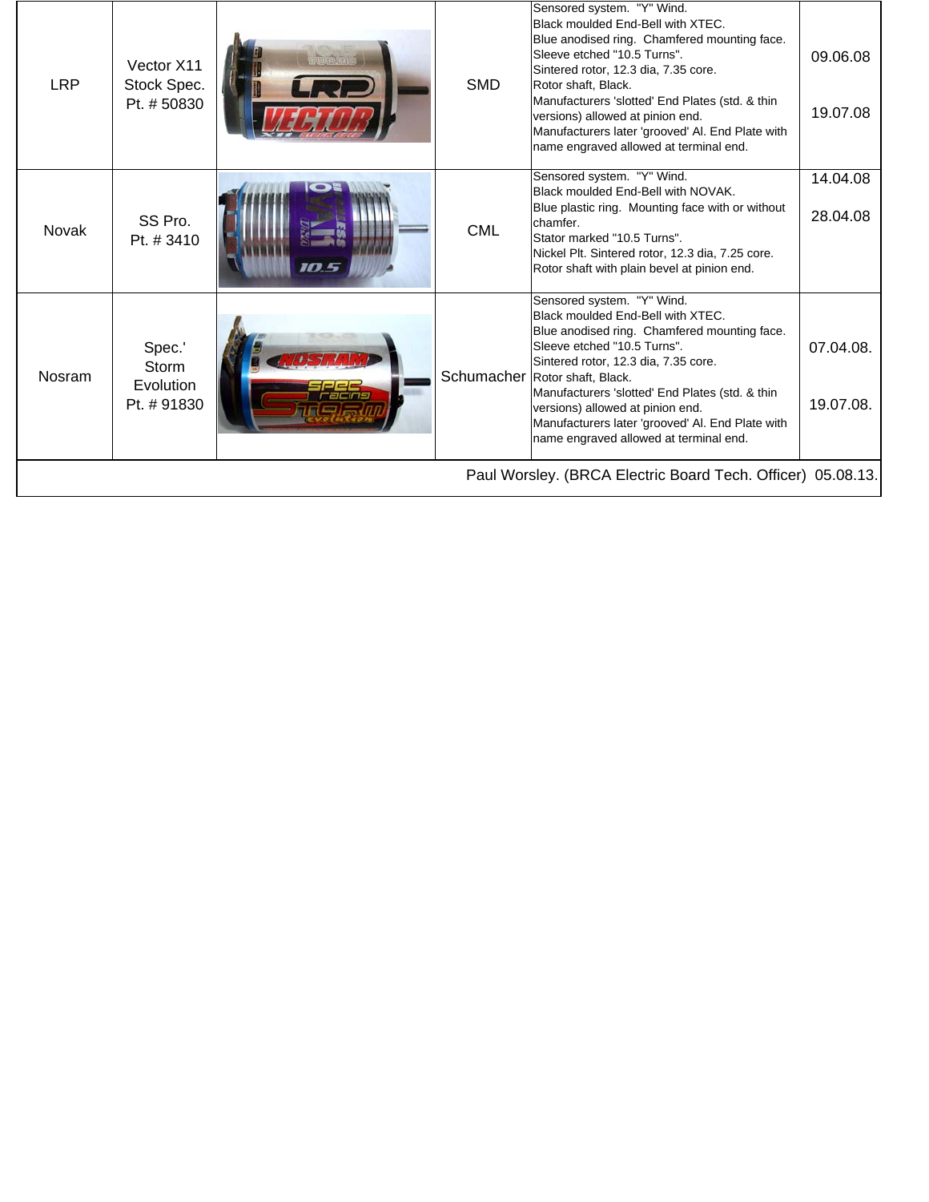| | | | | | |
|---|---|---|---|---|---|
| LRP | Vector X11 Stock Spec. Pt. # 50830 | | SMD | Sensored system. "Y" Wind.<br>Black moulded End-Bell with XTEC.<br>Blue anodised ring. Chamfered mounting face.<br>Sleeve etched "10.5 Turns".<br>Sintered rotor, 12.3 dia, 7.35 core.<br>Rotor shaft, Black.<br>Manufacturers 'slotted' End Plates (std. & thin versions) allowed at pinion end.<br>Manufacturers later 'grooved' Al. End Plate with name engraved allowed at terminal end. | 09.06.08<br><br>19.07.08 |
| Novak | SS Pro. Pt. # 3410 | | CML | Sensored system. "Y" Wind.<br>Black moulded End-Bell with NOVAK.<br>Blue plastic ring. Mounting face with or without chamfer.<br>Stator marked "10.5 Turns".<br>Nickel Plt. Sintered rotor, 12.3 dia, 7.25 core.<br>Rotor shaft with plain bevel at pinion end. | 14.04.08<br><br>28.04.08 |
| Nosram | Spec.' Storm Evolution Pt. # 91830 | | Schumacher | Sensored system. "Y" Wind.<br>Black moulded End-Bell with XTEC.<br>Blue anodised ring. Chamfered mounting face.<br>Sleeve etched "10.5 Turns".<br>Sintered rotor, 12.3 dia, 7.35 core.<br>Rotor shaft, Black.<br>Manufacturers 'slotted' End Plates (std. & thin versions) allowed at pinion end.<br>Manufacturers later 'grooved' Al. End Plate with name engraved allowed at terminal end. | 07.04.08.<br><br>19.07.08. |

Paul Worsley. (BRCA Electric Board Tech. Officer) 05.08.13.